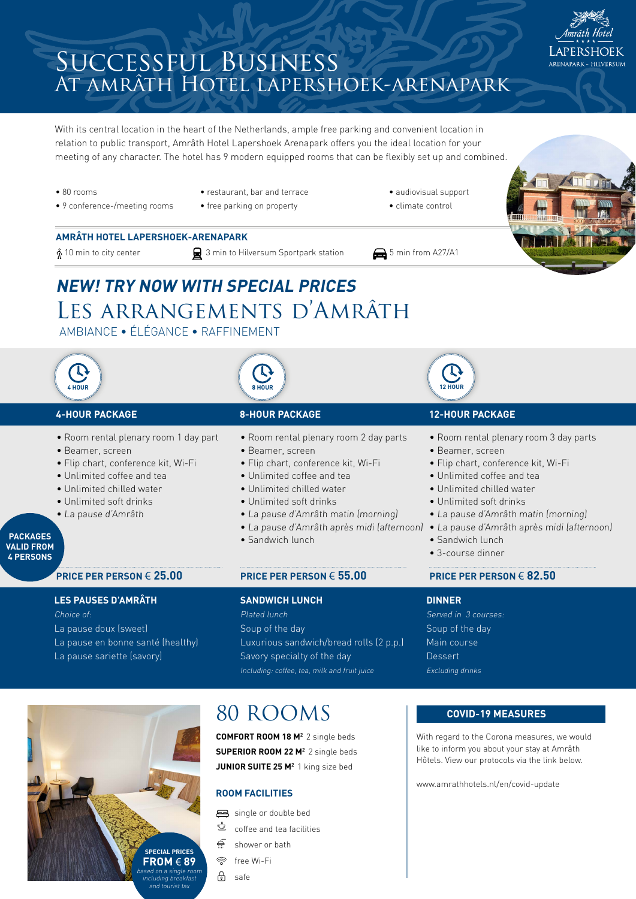# Successful Business at Amrâth Hotel Lapershoek-Arenapark

Amrâth Hotel Lapershoek Arenapark – Hilversum

With its central location in the heart of the Netherlands, ample free parking and convenient location in relation to public transport, Amrâth Hotel Lapershoek Arenapark offers you the ideal location for your meeting of any character. The hotel has 9 modern equipped rooms that can be flexibly set up and combined.

- 80 rooms
- 9 conference-/meeting rooms
- restaurant, bar and terrace
- free parking on property
- audiovisual support
- climate control

**AMRÂTH HOTEL LAPERSHOEK-ARENAPARK**

10 min to city center | 3 min to Hilversum Sportpark station | 5 min from A27/A1

## *NEW! TRY NOW WITH SPECIAL PRICES*

# Les Arrangements d'Amrâth

AMBIANCE • ÉLÉGANCE • RAFFINEMENT

**PACKAGES VALID FROM 4 PERSONS**

### 4-HOUR PACKAGE

- Room rental plenary room 1 day part
- Beamer, screen
- Flip chart, conference kit, Wi-Fi
- Unlimited coffee and tea
- Unlimited chilled water
- Unlimited soft drinks
- *La pause d'Amrâth*

**PRICE PER PERSON € 25.00**

### 8-HOUR PACKAGE

- Room rental plenary room 2 day parts
- Beamer, screen
- Flip chart, conference kit, Wi-Fi
- Unlimited coffee and tea
- Unlimited chilled water
- Unlimited soft drinks
- *La pause d'Amrâth matin (morning)*
- *La pause d'Amrâth après midi (afternoon)*
- Sandwich lunch

**PRICE PER PERSON € 55.00**

### 12-HOUR PACKAGE

- Room rental plenary room 3 day parts
- Beamer, screen
- Flip chart, conference kit, Wi-Fi
- Unlimited coffee and tea
- Unlimited chilled water
- Unlimited soft drinks
- *La pause d'Amrâth matin (morning)*
- *La pause d'Amrâth après midi (afternoon)*
- Sandwich lunch
- 3-course dinner

**PRICE PER PERSON € 82.50**

### LES PAUSES D'AMRÂTH

*Choice of:*

La pause doux (sweet)
La pause en bonne santé (healthy)
La pause sariette (savory)

### SANDWICH LUNCH

*Plated lunch*

Soup of the day
Luxurious sandwich/bread rolls (2 p.p.)
Savory specialty of the day

*Including: coffee, tea, milk and fruit juice*

### DINNER

*Served in 3 courses:*

Soup of the day
Main course
Dessert

*Excluding drinks*

**SPECIAL PRICES FROM € 89**
*based on a single room including breakfast and tourist tax*

# 80 Rooms

**COMFORT ROOM 18 M²** 2 single beds
**SUPERIOR ROOM 22 M²** 2 single beds
**JUNIOR SUITE 25 M²** 1 king size bed

### ROOM FACILITIES

- single or double bed
- coffee and tea facilities
- shower or bath
- free Wi-Fi
- safe

### COVID-19 MEASURES

With regard to the Corona measures, we would like to inform you about your stay at Amrâth Hôtels. View our protocols via the link below.

www.amrathhotels.nl/en/covid-update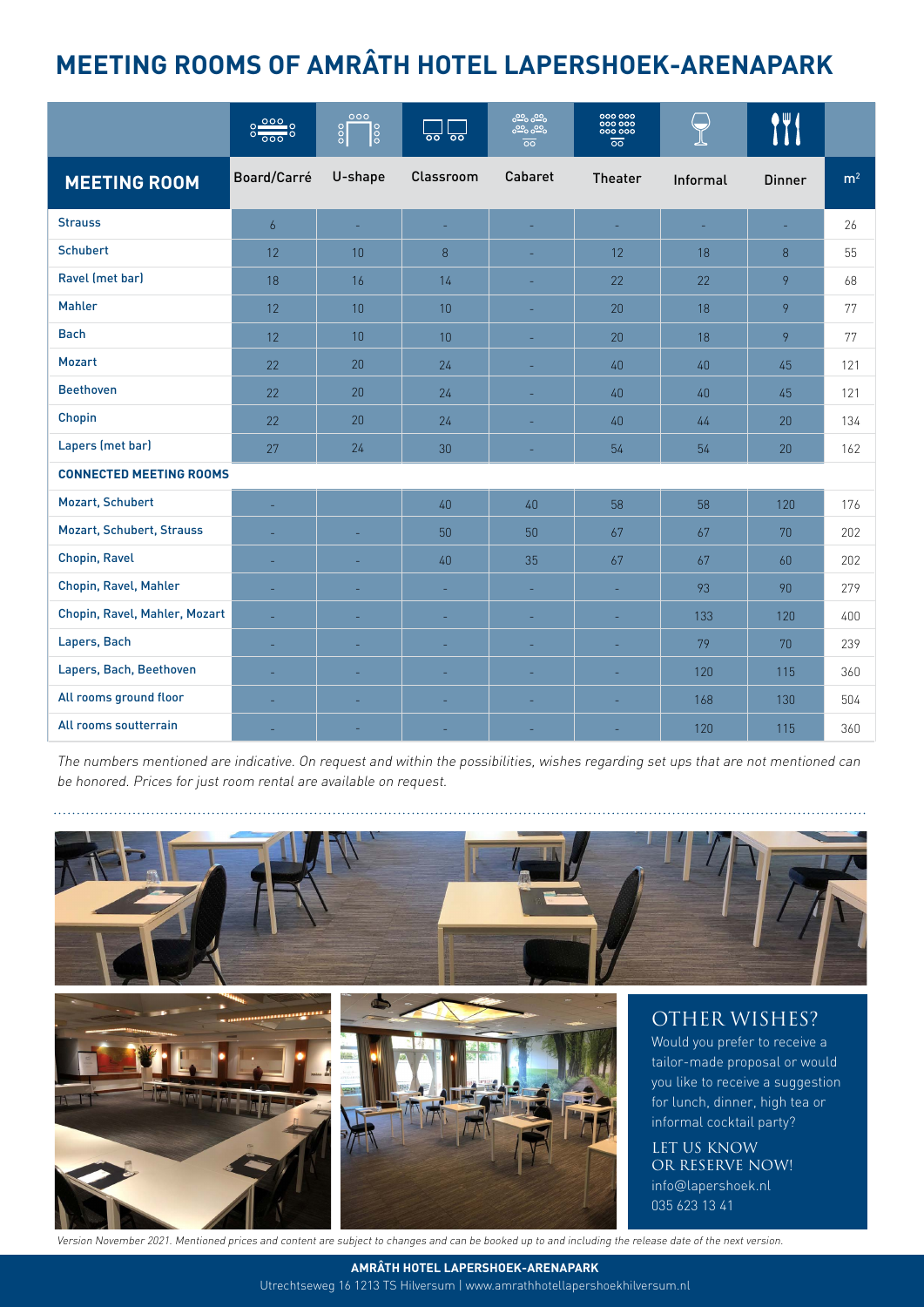# MEETING ROOMS OF AMRÂTH HOTEL LAPERSHOEK-ARENAPARK

| MEETING ROOM | Board/Carré | U-shape | Classroom | Cabaret | Theater | Informal | Dinner | m² |
|---|---|---|---|---|---|---|---|---|
| Strauss | 6 | - | - | - | - | - | - | 26 |
| Schubert | 12 | 10 | 8 | - | 12 | 18 | 8 | 55 |
| Ravel (met bar) | 18 | 16 | 14 | - | 22 | 22 | 9 | 68 |
| Mahler | 12 | 10 | 10 | - | 20 | 18 | 9 | 77 |
| Bach | 12 | 10 | 10 | - | 20 | 18 | 9 | 77 |
| Mozart | 22 | 20 | 24 | - | 40 | 40 | 45 | 121 |
| Beethoven | 22 | 20 | 24 | - | 40 | 40 | 45 | 121 |
| Chopin | 22 | 20 | 24 | - | 40 | 44 | 20 | 134 |
| Lapers (met bar) | 27 | 24 | 30 | - | 54 | 54 | 20 | 162 |
| **CONNECTED MEETING ROOMS** | | | | | | | | |
| Mozart, Schubert | - | | 40 | 40 | 58 | 58 | 120 | 176 |
| Mozart, Schubert, Strauss | - | - | 50 | 50 | 67 | 67 | 70 | 202 |
| Chopin, Ravel | - | - | 40 | 35 | 67 | 67 | 60 | 202 |
| Chopin, Ravel, Mahler | - | - | - | - | - | 93 | 90 | 279 |
| Chopin, Ravel, Mahler, Mozart | - | - | - | - | - | 133 | 120 | 400 |
| Lapers, Bach | - | - | - | - | - | 79 | 70 | 239 |
| Lapers, Bach, Beethoven | - | - | - | - | - | 120 | 115 | 360 |
| All rooms ground floor | - | - | - | - | - | 168 | 130 | 504 |
| All rooms soutterrain | - | - | - | - | - | 120 | 115 | 360 |

*The numbers mentioned are indicative. On request and within the possibilities, wishes regarding set ups that are not mentioned can be honored. Prices for just room rental are available on request.*

## OTHER WISHES?

Would you prefer to receive a tailor-made proposal or would you like to receive a suggestion for lunch, dinner, high tea or informal cocktail party?

LET US KNOW
OR RESERVE NOW!
info@lapershoek.nl
035 623 13 41

*Version November 2021. Mentioned prices and content are subject to changes and can be booked up to and including the release date of the next version.*

**AMRÂTH HOTEL LAPERSHOEK-ARENAPARK**
Utrechtseweg 16 1213 TS Hilversum | www.amrathhotellapershoekhilversum.nl